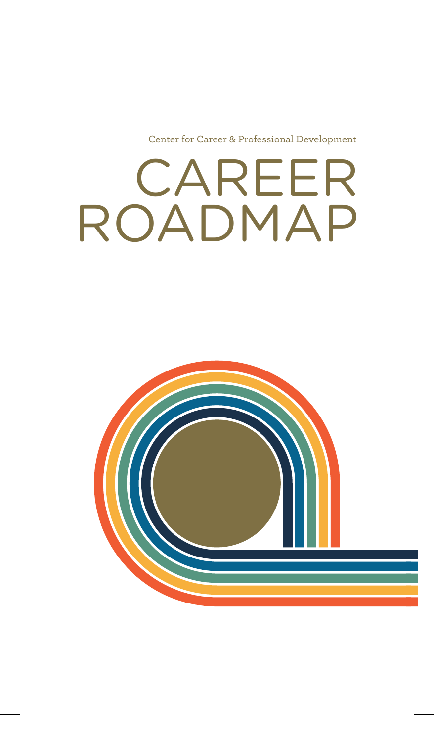Center for Career & Professional Development

# CAREER ROADMAP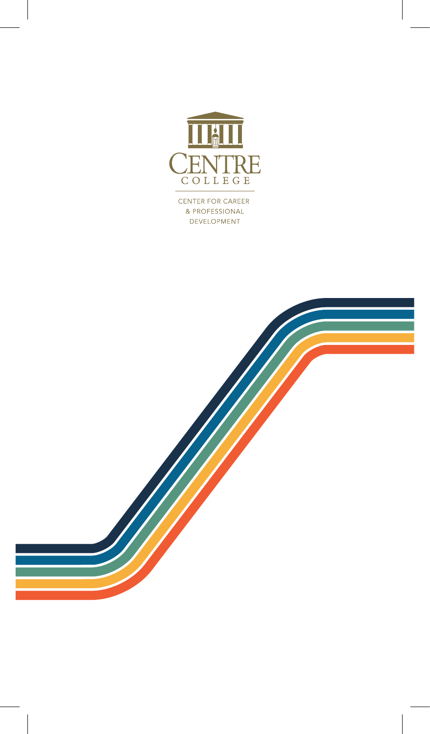CENTRE COLLEGE

CENTER FOR CAREER & PROFESSIONAL DEVELOPMENT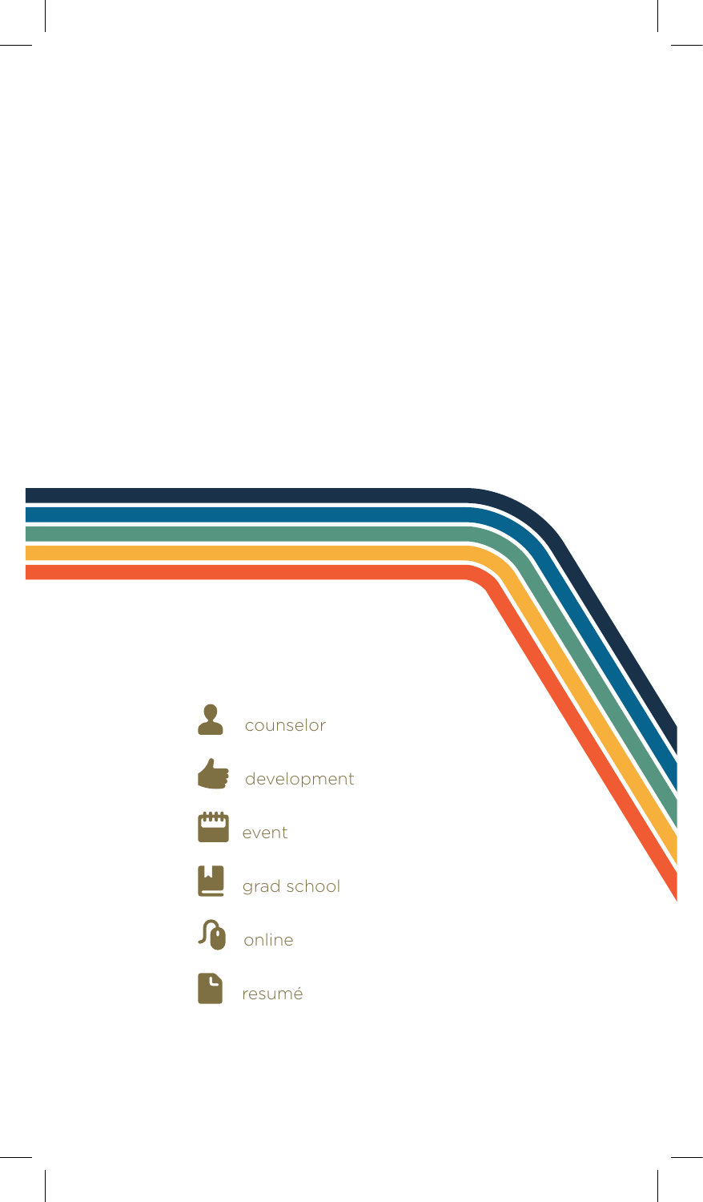- counselor
- development
- event
- grad school
- online
- resumé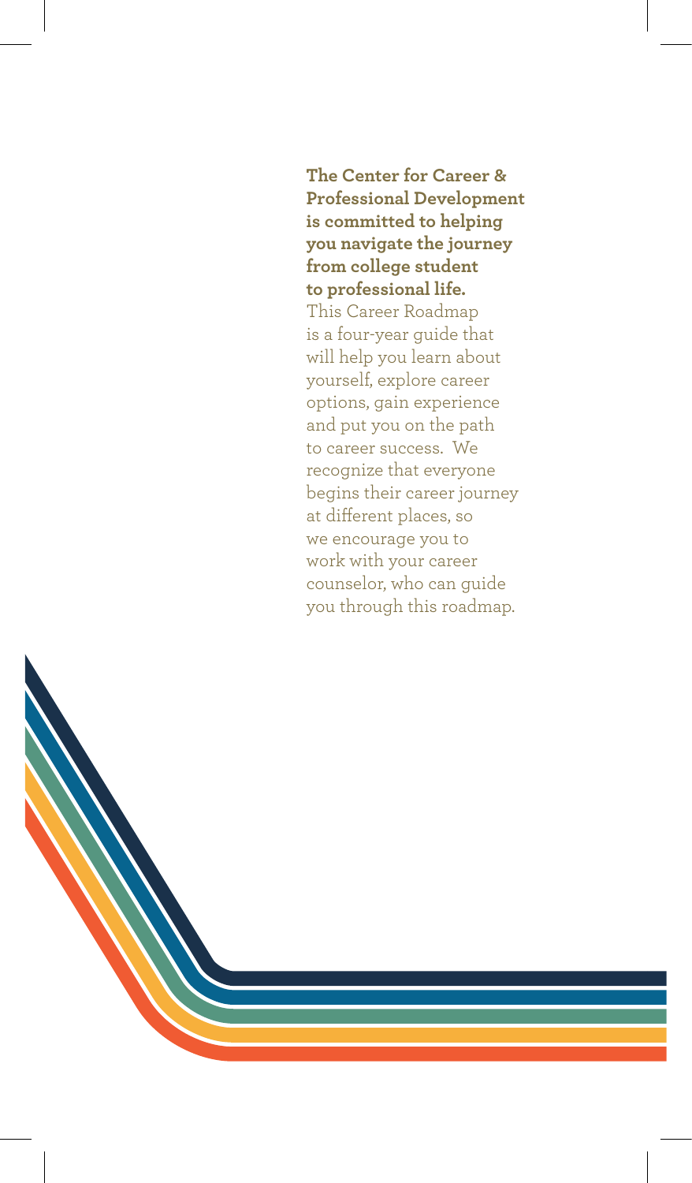**The Center for Career & Professional Development is committed to helping you navigate the journey from college student to professional life.** This Career Roadmap is a four-year guide that will help you learn about yourself, explore career options, gain experience and put you on the path to career success. We recognize that everyone begins their career journey at different places, so we encourage you to work with your career counselor, who can guide you through this roadmap.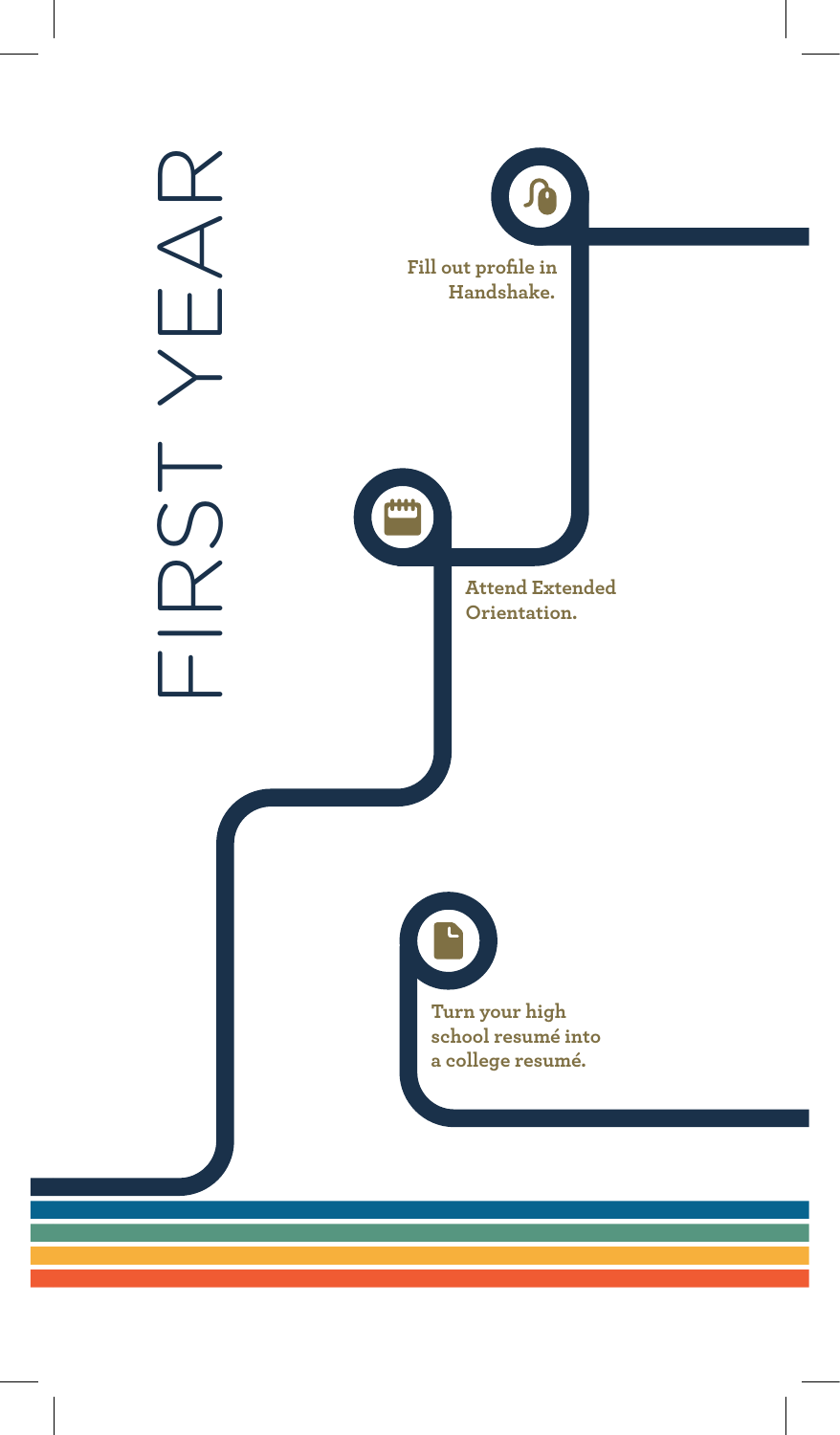# FIRST YEAR

- Fill out profile in Handshake.
- Attend Extended Orientation.
- Turn your high school resumé into a college resumé.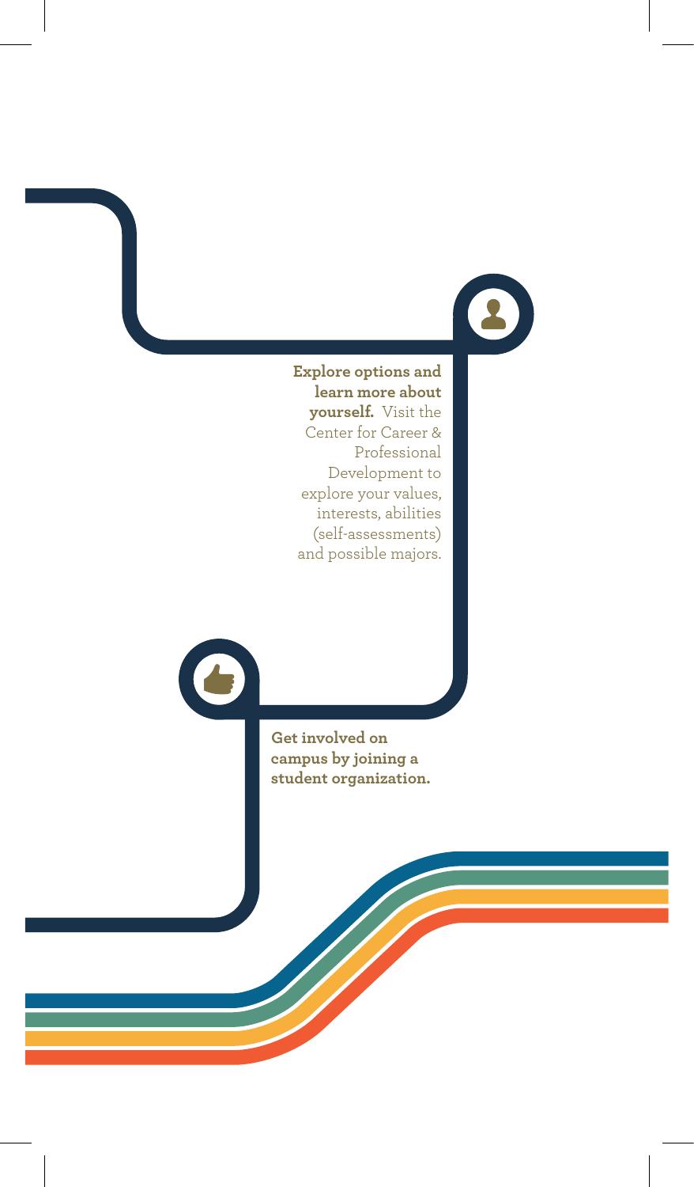**Explore options and learn more about yourself.** Visit the Center for Career & Professional Development to explore your values, interests, abilities (self-assessments) and possible majors.

**Get involved on campus by joining a student organization.**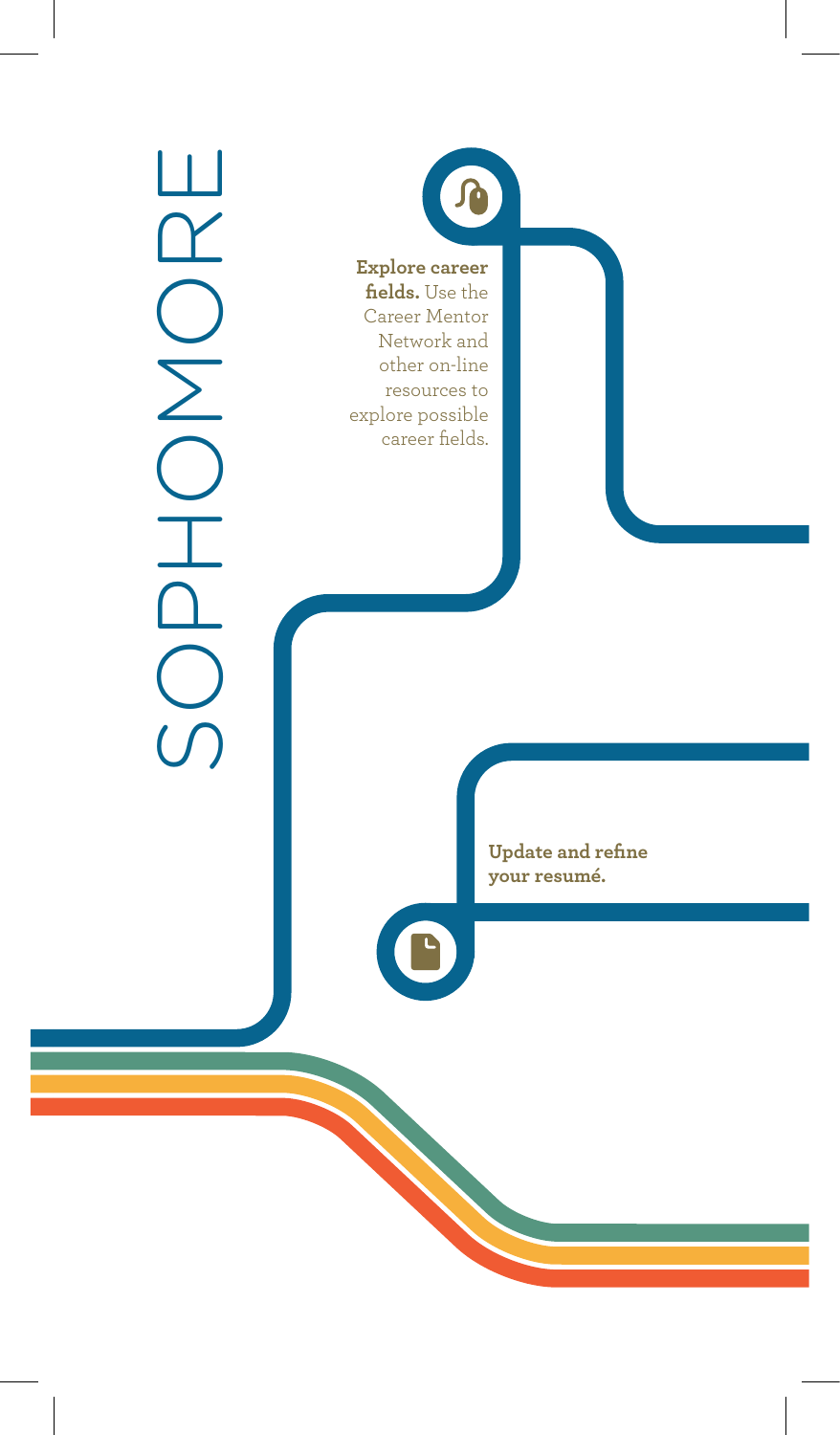# SOPHOMORE

**Explore career fields.** Use the Career Mentor Network and other on-line resources to explore possible career fields.

**Update and refine your resumé.**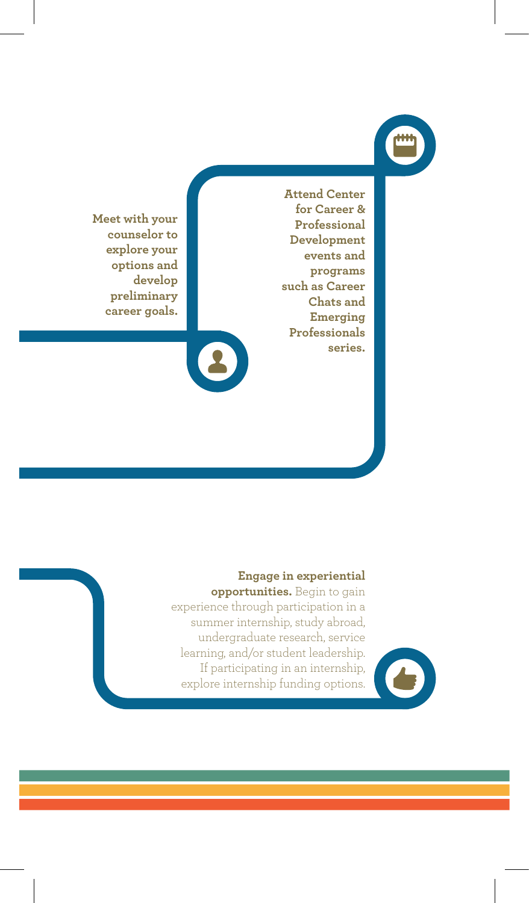**Meet with your counselor to explore your options and develop preliminary career goals.**

**Attend Center for Career & Professional Development events and programs such as Career Chats and Emerging Professionals series.**

**Engage in experiential opportunities.** Begin to gain experience through participation in a summer internship, study abroad, undergraduate research, service learning, and/or student leadership. If participating in an internship, explore internship funding options.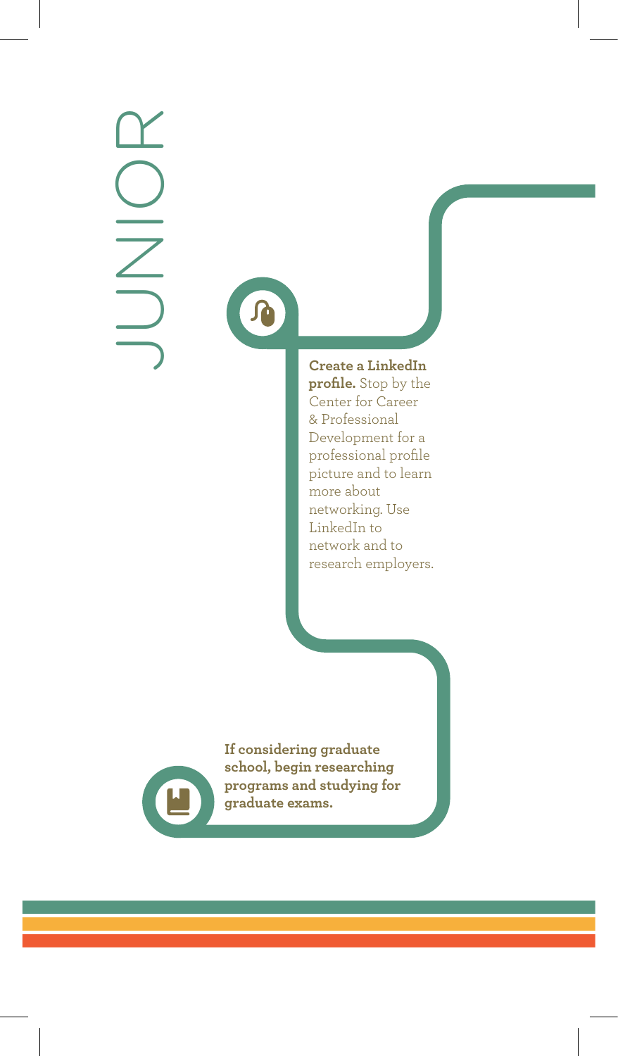# JUNIOR

**Create a LinkedIn profile.** Stop by the Center for Career & Professional Development for a professional profile picture and to learn more about networking. Use LinkedIn to network and to research employers.

**If considering graduate school, begin researching programs and studying for graduate exams.**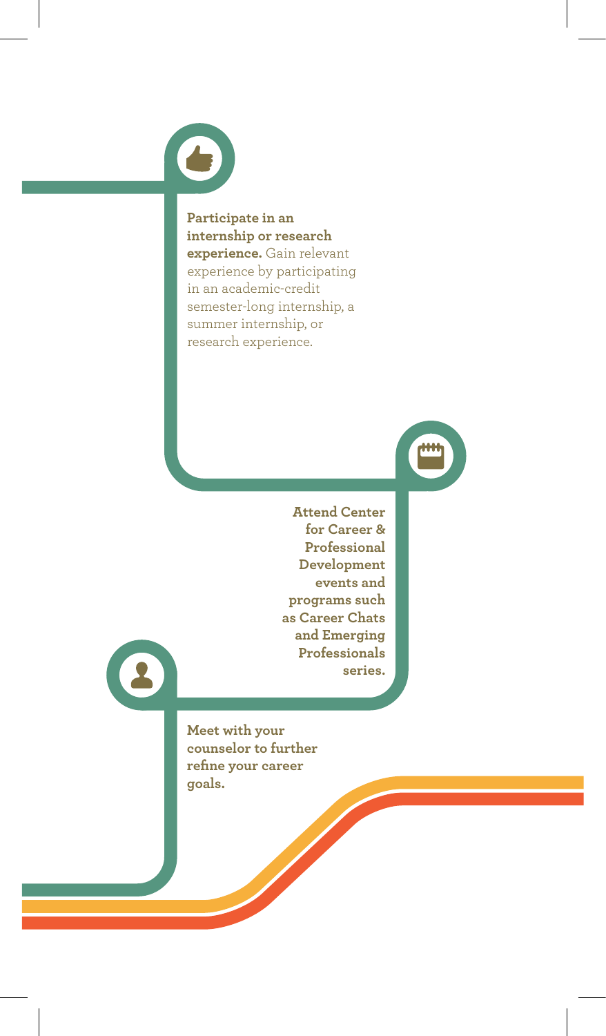**Participate in an internship or research experience.** Gain relevant experience by participating in an academic-credit semester-long internship, a summer internship, or research experience.

**Attend Center for Career & Professional Development events and programs such as Career Chats and Emerging Professionals series.**

**Meet with your counselor to further refine your career goals.**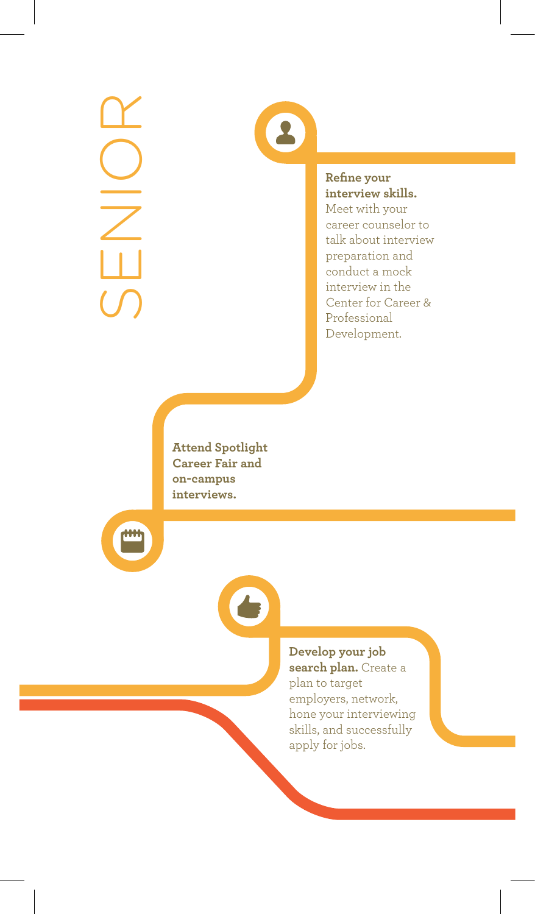# SENIOR

**Refine your interview skills.** Meet with your career counselor to talk about interview preparation and conduct a mock interview in the Center for Career & Professional Development.

**Attend Spotlight Career Fair and on-campus interviews.**

**Develop your job search plan.** Create a plan to target employers, network, hone your interviewing skills, and successfully apply for jobs.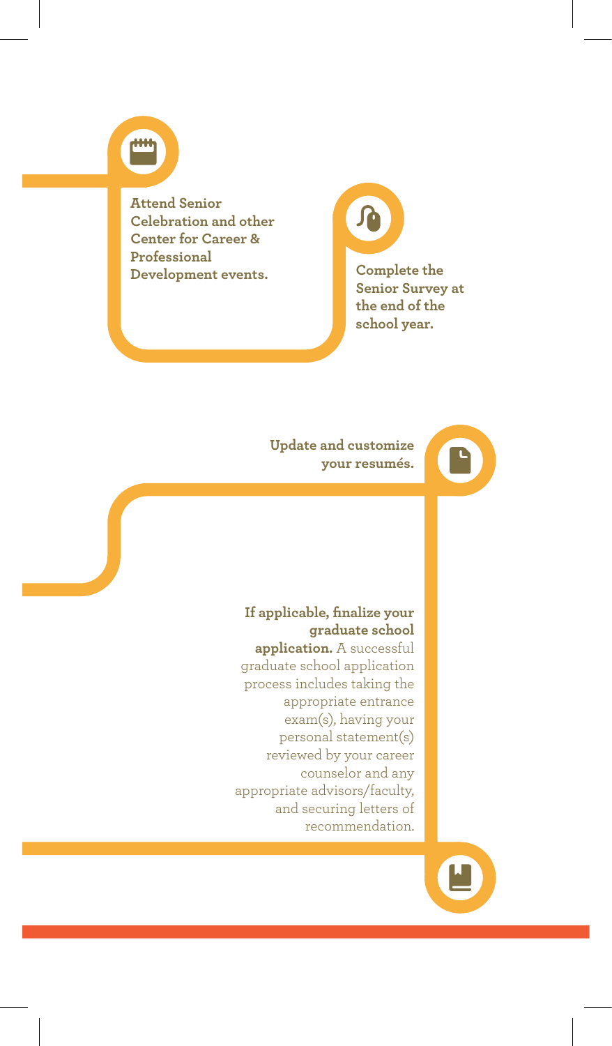**Attend Senior Celebration and other Center for Career & Professional Development events.**

**Complete the Senior Survey at the end of the school year.**

**Update and customize your resumés.**

**If applicable, finalize your graduate school application.** A successful graduate school application process includes taking the appropriate entrance exam(s), having your personal statement(s) reviewed by your career counselor and any appropriate advisors/faculty, and securing letters of recommendation.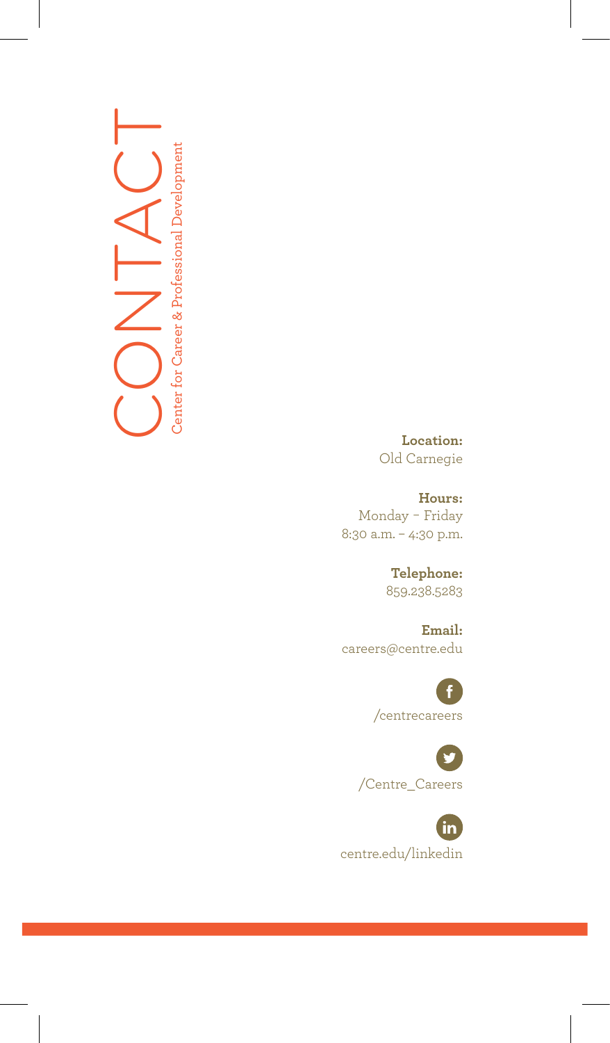# CONTACT

## Center for Career & Professional Development

**Location:**
Old Carnegie

**Hours:**
Monday – Friday
8:30 a.m. – 4:30 p.m.

**Telephone:**
859.238.5283

**Email:**
careers@centre.edu

/centrecareers

/Centre_Careers

centre.edu/linkedin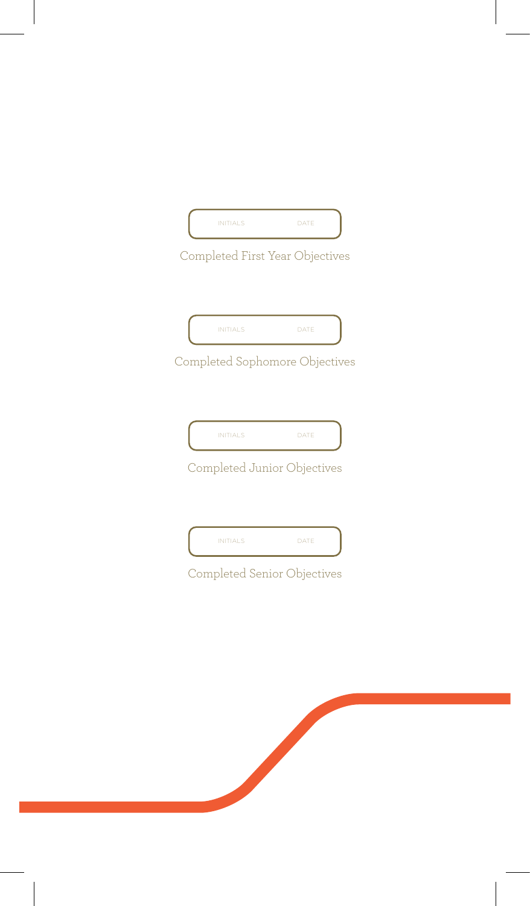| INITIALS | DATE |
|---|---|
| | |

Completed First Year Objectives

| INITIALS | DATE |
|---|---|
| | |

Completed Sophomore Objectives

| INITIALS | DATE |
|---|---|
| | |

Completed Junior Objectives

| INITIALS | DATE |
|---|---|
| | |

Completed Senior Objectives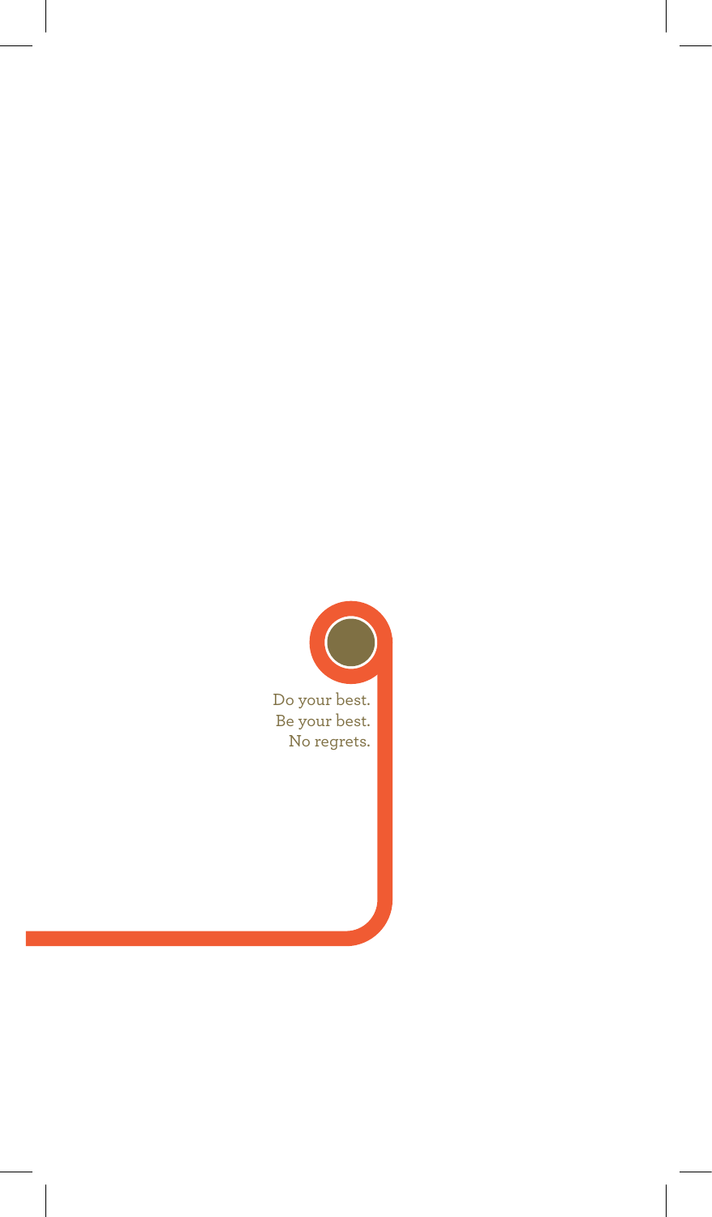Do your best.
Be your best.
No regrets.